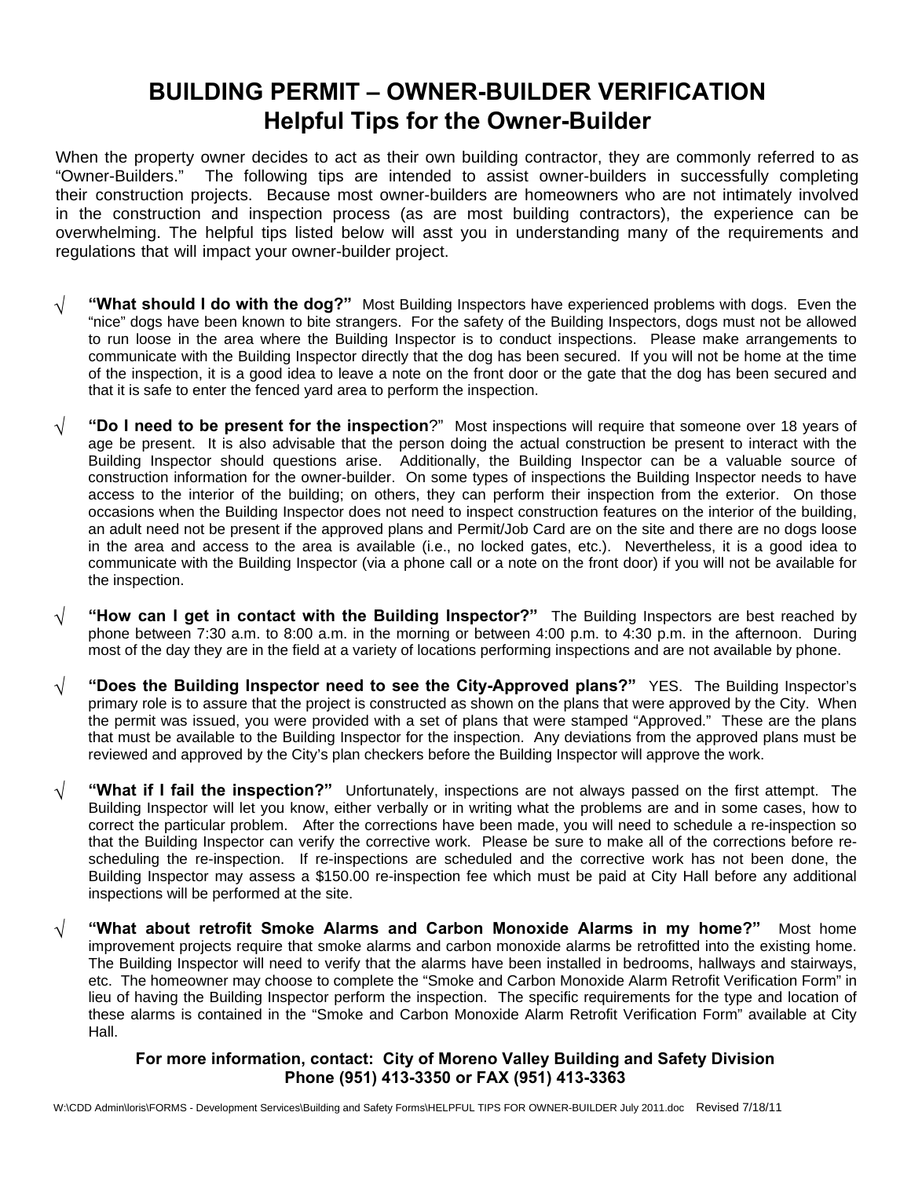# BUILDING PERMIT – OWNER-BUILDER VERIFICATION

## Helpful Tips for the Owner-Builder

When the property owner decides to act as their own building contractor, they are commonly referred to as "Owner-Builders." The following tips are intended to assist owner-builders in successfully completing their construction projects. Because most owner-builders are homeowners who are not intimately involved in the construction and inspection process (as are most building contractors), the experience can be overwhelming. The helpful tips listed below will asst you in understanding many of the requirements and regulations that will impact your owner-builder project.

- √ **"What should I do with the dog?"** Most Building Inspectors have experienced problems with dogs. Even the "nice" dogs have been known to bite strangers. For the safety of the Building Inspectors, dogs must not be allowed to run loose in the area where the Building Inspector is to conduct inspections. Please make arrangements to communicate with the Building Inspector directly that the dog has been secured. If you will not be home at the time of the inspection, it is a good idea to leave a note on the front door or the gate that the dog has been secured and that it is safe to enter the fenced yard area to perform the inspection.

- √ **"Do I need to be present for the inspection**?" Most inspections will require that someone over 18 years of age be present. It is also advisable that the person doing the actual construction be present to interact with the Building Inspector should questions arise. Additionally, the Building Inspector can be a valuable source of construction information for the owner-builder. On some types of inspections the Building Inspector needs to have access to the interior of the building; on others, they can perform their inspection from the exterior. On those occasions when the Building Inspector does not need to inspect construction features on the interior of the building, an adult need not be present if the approved plans and Permit/Job Card are on the site and there are no dogs loose in the area and access to the area is available (i.e., no locked gates, etc.). Nevertheless, it is a good idea to communicate with the Building Inspector (via a phone call or a note on the front door) if you will not be available for the inspection.

- √ **"How can I get in contact with the Building Inspector?"** The Building Inspectors are best reached by phone between 7:30 a.m. to 8:00 a.m. in the morning or between 4:00 p.m. to 4:30 p.m. in the afternoon. During most of the day they are in the field at a variety of locations performing inspections and are not available by phone.

- √ **"Does the Building Inspector need to see the City-Approved plans?"** YES. The Building Inspector's primary role is to assure that the project is constructed as shown on the plans that were approved by the City. When the permit was issued, you were provided with a set of plans that were stamped "Approved." These are the plans that must be available to the Building Inspector for the inspection. Any deviations from the approved plans must be reviewed and approved by the City's plan checkers before the Building Inspector will approve the work.

- √ **"What if I fail the inspection?"** Unfortunately, inspections are not always passed on the first attempt. The Building Inspector will let you know, either verbally or in writing what the problems are and in some cases, how to correct the particular problem. After the corrections have been made, you will need to schedule a re-inspection so that the Building Inspector can verify the corrective work. Please be sure to make all of the corrections before re-scheduling the re-inspection. If re-inspections are scheduled and the corrective work has not been done, the Building Inspector may assess a $150.00 re-inspection fee which must be paid at City Hall before any additional inspections will be performed at the site.

- √ **"What about retrofit Smoke Alarms and Carbon Monoxide Alarms in my home?"** Most home improvement projects require that smoke alarms and carbon monoxide alarms be retrofitted into the existing home. The Building Inspector will need to verify that the alarms have been installed in bedrooms, hallways and stairways, etc. The homeowner may choose to complete the "Smoke and Carbon Monoxide Alarm Retrofit Verification Form" in lieu of having the Building Inspector perform the inspection. The specific requirements for the type and location of these alarms is contained in the "Smoke and Carbon Monoxide Alarm Retrofit Verification Form" available at City Hall.

**For more information, contact: City of Moreno Valley Building and Safety Division**
**Phone (951) 413-3350 or FAX (951) 413-3363**

W:\CDD Admin\loris\FORMS - Development Services\Building and Safety Forms\HELPFUL TIPS FOR OWNER-BUILDER July 2011.doc Revised 7/18/11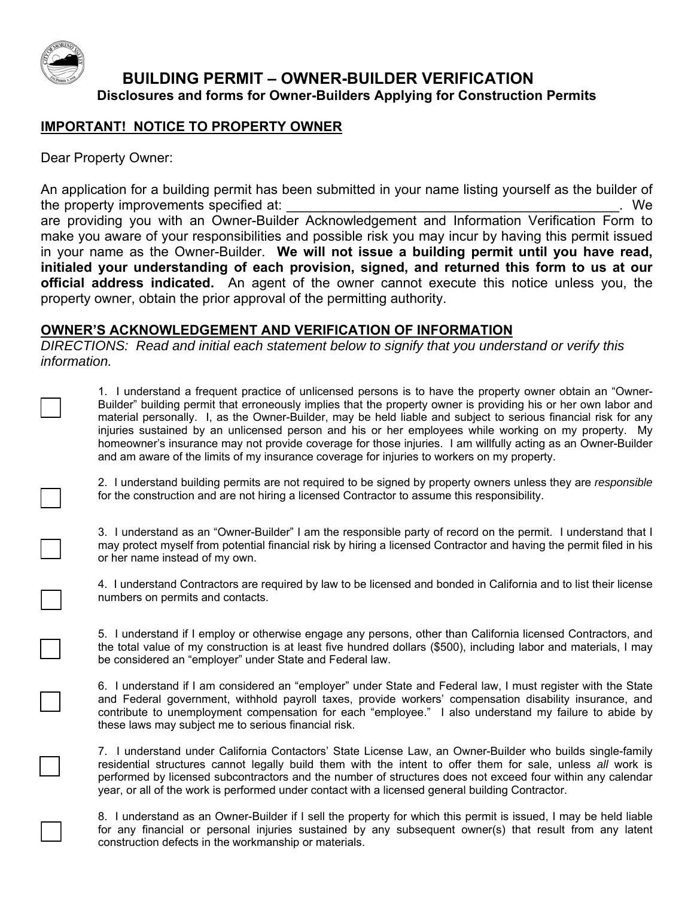# BUILDING PERMIT – OWNER-BUILDER VERIFICATION

**Disclosures and forms for Owner-Builders Applying for Construction Permits**

## IMPORTANT! NOTICE TO PROPERTY OWNER

Dear Property Owner:

An application for a building permit has been submitted in your name listing yourself as the builder of the property improvements specified at: ____________________________________________. We are providing you with an Owner-Builder Acknowledgement and Information Verification Form to make you aware of your responsibilities and possible risk you may incur by having this permit issued in your name as the Owner-Builder. **We will not issue a building permit until you have read, initialed your understanding of each provision, signed, and returned this form to us at our official address indicated.** An agent of the owner cannot execute this notice unless you, the property owner, obtain the prior approval of the permitting authority.

## OWNER'S ACKNOWLEDGEMENT AND VERIFICATION OF INFORMATION

*DIRECTIONS: Read and initial each statement below to signify that you understand or verify this information.*

☐ 1. I understand a frequent practice of unlicensed persons is to have the property owner obtain an "Owner-Builder" building permit that erroneously implies that the property owner is providing his or her own labor and material personally. I, as the Owner-Builder, may be held liable and subject to serious financial risk for any injuries sustained by an unlicensed person and his or her employees while working on my property. My homeowner's insurance may not provide coverage for those injuries. I am willfully acting as an Owner-Builder and am aware of the limits of my insurance coverage for injuries to workers on my property.

☐ 2. I understand building permits are not required to be signed by property owners unless they are *responsible* for the construction and are not hiring a licensed Contractor to assume this responsibility.

☐ 3. I understand as an "Owner-Builder" I am the responsible party of record on the permit. I understand that I may protect myself from potential financial risk by hiring a licensed Contractor and having the permit filed in his or her name instead of my own.

☐ 4. I understand Contractors are required by law to be licensed and bonded in California and to list their license numbers on permits and contacts.

☐ 5. I understand if I employ or otherwise engage any persons, other than California licensed Contractors, and the total value of my construction is at least five hundred dollars ($500), including labor and materials, I may be considered an "employer" under State and Federal law.

☐ 6. I understand if I am considered an "employer" under State and Federal law, I must register with the State and Federal government, withhold payroll taxes, provide workers' compensation disability insurance, and contribute to unemployment compensation for each "employee." I also understand my failure to abide by these laws may subject me to serious financial risk.

☐ 7. I understand under California Contactors' State License Law, an Owner-Builder who builds single-family residential structures cannot legally build them with the intent to offer them for sale, unless *all* work is performed by licensed subcontractors and the number of structures does not exceed four within any calendar year, or all of the work is performed under contact with a licensed general building Contractor.

☐ 8. I understand as an Owner-Builder if I sell the property for which this permit is issued, I may be held liable for any financial or personal injuries sustained by any subsequent owner(s) that result from any latent construction defects in the workmanship or materials.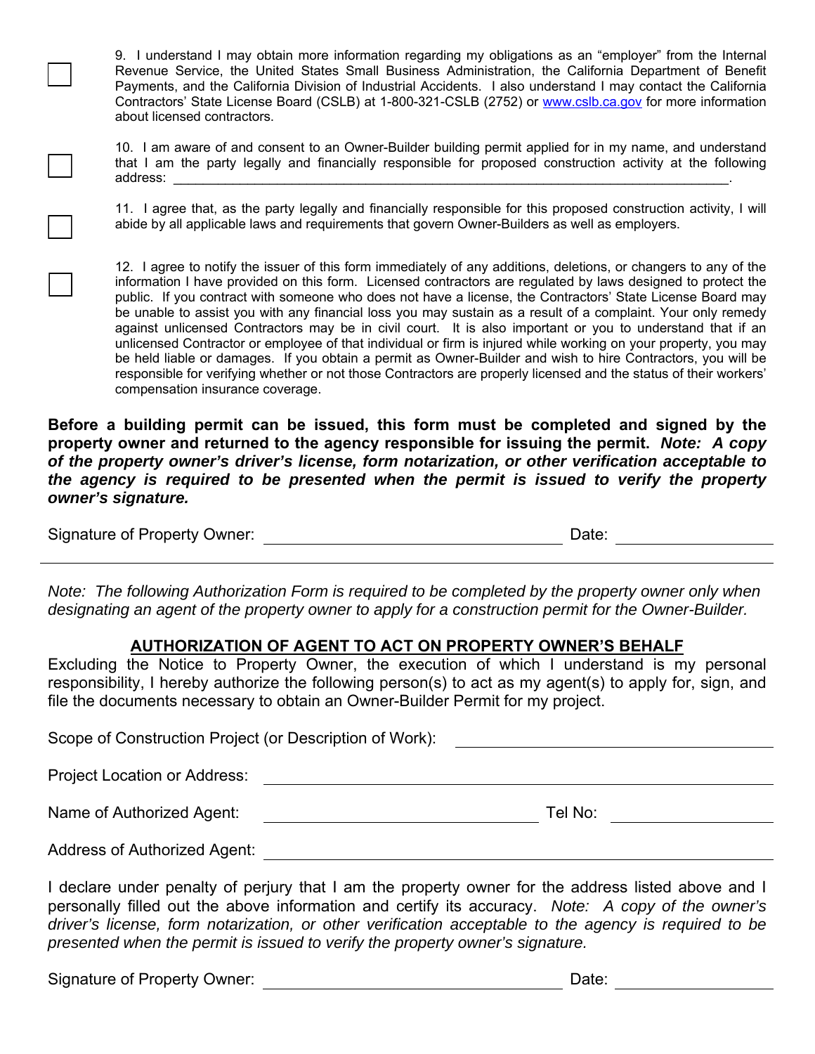☐ 9. I understand I may obtain more information regarding my obligations as an "employer" from the Internal Revenue Service, the United States Small Business Administration, the California Department of Benefit Payments, and the California Division of Industrial Accidents. I also understand I may contact the California Contractors' State License Board (CSLB) at 1-800-321-CSLB (2752) or www.cslb.ca.gov for more information about licensed contractors.

☐ 10. I am aware of and consent to an Owner-Builder building permit applied for in my name, and understand that I am the party legally and financially responsible for proposed construction activity at the following address: ______________________________________________________________________________.

☐ 11. I agree that, as the party legally and financially responsible for this proposed construction activity, I will abide by all applicable laws and requirements that govern Owner-Builders as well as employers.

☐ 12. I agree to notify the issuer of this form immediately of any additions, deletions, or changers to any of the information I have provided on this form. Licensed contractors are regulated by laws designed to protect the public. If you contract with someone who does not have a license, the Contractors' State License Board may be unable to assist you with any financial loss you may sustain as a result of a complaint. Your only remedy against unlicensed Contractors may be in civil court. It is also important or you to understand that if an unlicensed Contractor or employee of that individual or firm is injured while working on your property, you may be held liable or damages. If you obtain a permit as Owner-Builder and wish to hire Contractors, you will be responsible for verifying whether or not those Contractors are properly licensed and the status of their workers' compensation insurance coverage.

**Before a building permit can be issued, this form must be completed and signed by the property owner and returned to the agency responsible for issuing the permit.** ***Note: A copy of the property owner's driver's license, form notarization, or other verification acceptable to the agency is required to be presented when the permit is issued to verify the property owner's signature.***

Signature of Property Owner: ______________________________ Date: ________________

---

*Note: The following Authorization Form is required to be completed by the property owner only when designating an agent of the property owner to apply for a construction permit for the Owner-Builder.*

## AUTHORIZATION OF AGENT TO ACT ON PROPERTY OWNER'S BEHALF

Excluding the Notice to Property Owner, the execution of which I understand is my personal responsibility, I hereby authorize the following person(s) to act as my agent(s) to apply for, sign, and file the documents necessary to obtain an Owner-Builder Permit for my project.

Scope of Construction Project (or Description of Work): ______________________________

Project Location or Address: ______________________________

Name of Authorized Agent: ______________________________ Tel No: ________________

Address of Authorized Agent: ______________________________

I declare under penalty of perjury that I am the property owner for the address listed above and I personally filled out the above information and certify its accuracy. *Note: A copy of the owner's driver's license, form notarization, or other verification acceptable to the agency is required to be presented when the permit is issued to verify the property owner's signature.*

Signature of Property Owner: ______________________________ Date: ________________